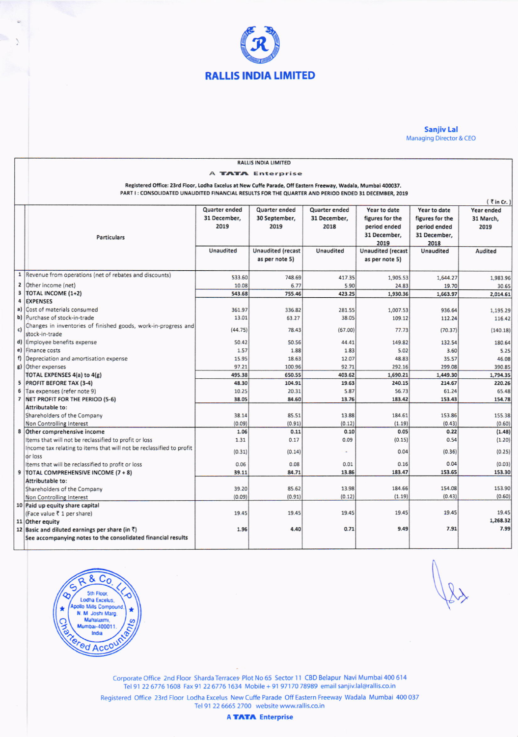# RALLIS INDIA LIMITED

**Sanjiv Lal**
Managing Director & CEO

RALLIS INDIA LIMITED

A TATA Enterprise

Registered Office: 23rd Floor, Lodha Excelus at New Cuffe Parade, Off Eastern Freeway, Wadala, Mumbai 400037.

PART I : CONSOLIDATED UNAUDITED FINANCIAL RESULTS FOR THE QUARTER AND PERIOD ENDED 31 DECEMBER, 2019

( ₹ in Cr. )

| | Particulars | Quarter ended 31 December, 2019 | Quarter ended 30 September, 2019 | Quarter ended 31 December, 2018 | Year to date figures for the period ended 31 December, 2019 | Year to date figures for the period ended 31 December, 2018 | Year ended 31 March, 2019 |
|---|---|---|---|---|---|---|---|
| | | Unaudited | Unaudited (recast as per note 5) | Unaudited | Unaudited (recast as per note 5) | Unaudited | Audited |
| 1 | Revenue from operations (net of rebates and discounts) | 533.60 | 748.69 | 417.35 | 1,905.53 | 1,644.27 | 1,983.96 |
| 2 | Other income (net) | 10.08 | 6.77 | 5.90 | 24.83 | 19.70 | 30.65 |
| 3 | TOTAL INCOME (1+2) | 543.68 | 755.46 | 423.25 | 1,930.36 | 1,663.97 | 2,014.61 |
| 4 | EXPENSES | | | | | | |
| a) | Cost of materials consumed | 361.97 | 336.82 | 281.55 | 1,007.53 | 936.64 | 1,195.29 |
| b) | Purchase of stock-in-trade | 13.01 | 63.27 | 38.05 | 109.12 | 112.24 | 116.42 |
| c) | Changes in inventories of finished goods, work-in-progress and stock-in-trade | (44.75) | 78.43 | (67.00) | 77.73 | (70.37) | (140.18) |
| d) | Employee benefits expense | 50.42 | 50.56 | 44.41 | 149.82 | 132.54 | 180.64 |
| e) | Finance costs | 1.57 | 1.88 | 1.83 | 5.02 | 3.60 | 5.25 |
| f) | Depreciation and amortisation expense | 15.95 | 18.63 | 12.07 | 48.83 | 35.57 | 46.08 |
| g) | Other expenses | 97.21 | 100.96 | 92.71 | 292.16 | 299.08 | 390.85 |
| | TOTAL EXPENSES 4(a) to 4(g) | 495.38 | 650.55 | 403.62 | 1,690.21 | 1,449.30 | 1,794.35 |
| 5 | PROFIT BEFORE TAX (3-4) | 48.30 | 104.91 | 19.63 | 240.15 | 214.67 | 220.26 |
| 6 | Tax expenses (refer note 9) | 10.25 | 20.31 | 5.87 | 56.73 | 61.24 | 65.48 |
| 7 | NET PROFIT FOR THE PERIOD (5-6) | 38.05 | 84.60 | 13.76 | 183.42 | 153.43 | 154.78 |
| | Attributable to: | | | | | | |
| | Shareholders of the Company | 38.14 | 85.51 | 13.88 | 184.61 | 153.86 | 155.38 |
| | Non Controlling Interest | (0.09) | (0.91) | (0.12) | (1.19) | (0.43) | (0.60) |
| 8 | Other comprehensive income | 1.06 | 0.11 | 0.10 | 0.05 | 0.22 | (1.48) |
| | Items that will not be reclassified to profit or loss | 1.31 | 0.17 | 0.09 | (0.15) | 0.54 | (1.20) |
| | Income tax relating to items that will not be reclassified to profit or loss | (0.31) | (0.14) | - | 0.04 | (0.36) | (0.25) |
| | Items that will be reclassified to profit or loss | 0.06 | 0.08 | 0.01 | 0.16 | 0.04 | (0.03) |
| 9 | TOTAL COMPREHENSIVE INCOME (7 + 8) | 39.11 | 84.71 | 13.86 | 183.47 | 153.65 | 153.30 |
| | Attributable to: | | | | | | |
| | Shareholders of the Company | 39.20 | 85.62 | 13.98 | 184.66 | 154.08 | 153.90 |
| | Non Controlling Interest | (0.09) | (0.91) | (0.12) | (1.19) | (0.43) | (0.60) |
| 10 | Paid up equity share capital (Face value ₹ 1 per share) | 19.45 | 19.45 | 19.45 | 19.45 | 19.45 | 19.45 |
| 11 | Other equity | | | | | | 1,268.32 |
| 12 | Basic and diluted earnings per share (in ₹) | 1.96 | 4.40 | 0.71 | 9.49 | 7.91 | 7.99 |
| | See accompanying notes to the consolidated financial results | | | | | | |

B S R & Co. LLP, 5th Floor, Lodha Excelus, Apollo Mills Compound, N. M. Joshi Marg, Mahalaxmi, Mumbai-400011, India, Chartered Accountants

Corporate Office 2nd Floor Sharda Terraces Plot No 65 Sector 11 CBD Belapur Navi Mumbai 400 614
Tel 91 22 6776 1608 Fax 91 22 6776 1634 Mobile + 91 97170 78989 email sanjiv.lal@rallis.co.in

Registered Office 23rd Floor Lodha Excelus New Cuffe Parade Off Eastern Freeway Wadala Mumbai 400 037
Tel 91 22 6665 2700 website www.rallis.co.in

A TATA Enterprise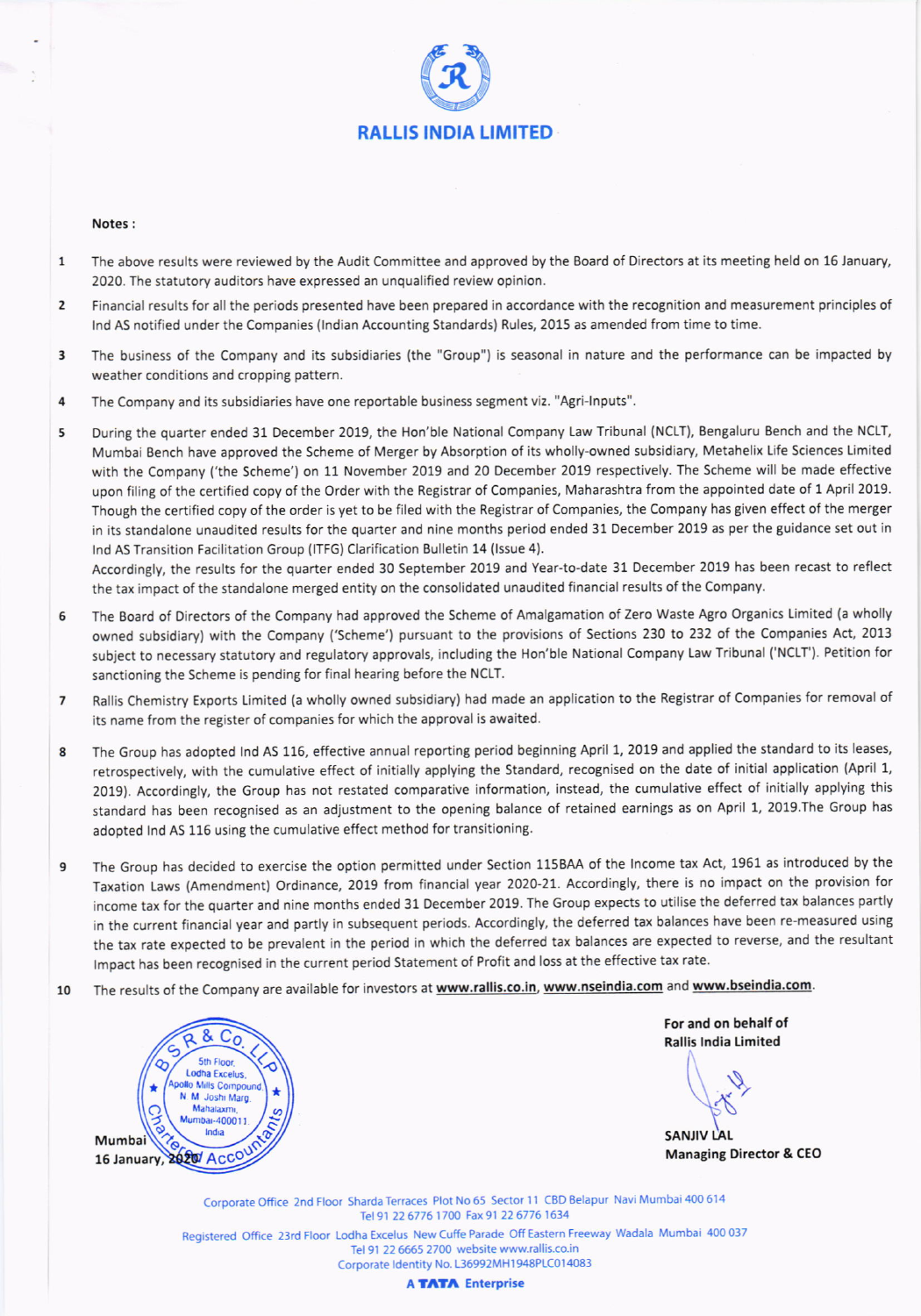# RALLIS INDIA LIMITED

**Notes :**

1. The above results were reviewed by the Audit Committee and approved by the Board of Directors at its meeting held on 16 January, 2020. The statutory auditors have expressed an unqualified review opinion.

2. Financial results for all the periods presented have been prepared in accordance with the recognition and measurement principles of Ind AS notified under the Companies (Indian Accounting Standards) Rules, 2015 as amended from time to time.

3. The business of the Company and its subsidiaries (the "Group") is seasonal in nature and the performance can be impacted by weather conditions and cropping pattern.

4. The Company and its subsidiaries have one reportable business segment viz. "Agri-Inputs".

5. During the quarter ended 31 December 2019, the Hon'ble National Company Law Tribunal (NCLT), Bengaluru Bench and the NCLT, Mumbai Bench have approved the Scheme of Merger by Absorption of its wholly-owned subsidiary, Metahelix Life Sciences Limited with the Company ('the Scheme') on 11 November 2019 and 20 December 2019 respectively. The Scheme will be made effective upon filing of the certified copy of the Order with the Registrar of Companies, Maharashtra from the appointed date of 1 April 2019. Though the certified copy of the order is yet to be filed with the Registrar of Companies, the Company has given effect of the merger in its standalone unaudited results for the quarter and nine months period ended 31 December 2019 as per the guidance set out in Ind AS Transition Facilitation Group (ITFG) Clarification Bulletin 14 (Issue 4).
   Accordingly, the results for the quarter ended 30 September 2019 and Year-to-date 31 December 2019 has been recast to reflect the tax impact of the standalone merged entity on the consolidated unaudited financial results of the Company.

6. The Board of Directors of the Company had approved the Scheme of Amalgamation of Zero Waste Agro Organics Limited (a wholly owned subsidiary) with the Company ('Scheme') pursuant to the provisions of Sections 230 to 232 of the Companies Act, 2013 subject to necessary statutory and regulatory approvals, including the Hon'ble National Company Law Tribunal ('NCLT'). Petition for sanctioning the Scheme is pending for final hearing before the NCLT.

7. Rallis Chemistry Exports Limited (a wholly owned subsidiary) had made an application to the Registrar of Companies for removal of its name from the register of companies for which the approval is awaited.

8. The Group has adopted Ind AS 116, effective annual reporting period beginning April 1, 2019 and applied the standard to its leases, retrospectively, with the cumulative effect of initially applying the Standard, recognised on the date of initial application (April 1, 2019). Accordingly, the Group has not restated comparative information, instead, the cumulative effect of initially applying this standard has been recognised as an adjustment to the opening balance of retained earnings as on April 1, 2019.The Group has adopted Ind AS 116 using the cumulative effect method for transitioning.

9. The Group has decided to exercise the option permitted under Section 115BAA of the Income tax Act, 1961 as introduced by the Taxation Laws (Amendment) Ordinance, 2019 from financial year 2020-21. Accordingly, there is no impact on the provision for income tax for the quarter and nine months ended 31 December 2019. The Group expects to utilise the deferred tax balances partly in the current financial year and partly in subsequent periods. Accordingly, the deferred tax balances have been re-measured using the tax rate expected to be prevalent in the period in which the deferred tax balances are expected to reverse, and the resultant Impact has been recognised in the current period Statement of Profit and loss at the effective tax rate.

10. The results of the Company are available for investors at **www.rallis.co.in**, **www.nseindia.com** and **www.bseindia.com**.

Mumbai
16 January, 2020

**For and on behalf of**
**Rallis India Limited**

**SANJIV LAL**
**Managing Director & CEO**

Corporate Office 2nd Floor Sharda Terraces Plot No 65 Sector 11 CBD Belapur Navi Mumbai 400 614
Tel 91 22 6776 1700 Fax 91 22 6776 1634

Registered Office 23rd Floor Lodha Excelus New Cuffe Parade Off Eastern Freeway Wadala Mumbai 400 037
Tel 91 22 6665 2700 website www.rallis.co.in
Corporate Identity No. L36992MH1948PLC014083

**A TATA Enterprise**